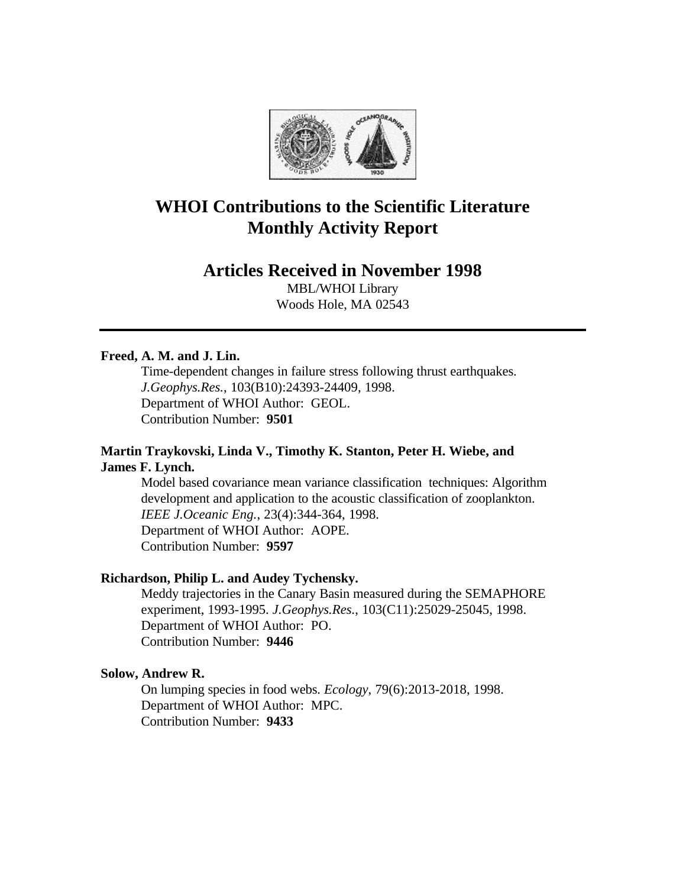# WHOI Contributions to the Scientific Literature Monthly Activity Report

## Articles Received in November 1998

MBL/WHOI Library
Woods Hole, MA 02543

---

**Freed, A. M. and J. Lin.**

Time-dependent changes in failure stress following thrust earthquakes.
*J.Geophys.Res.*, 103(B10):24393-24409, 1998.
Department of WHOI Author: GEOL.
Contribution Number: **9501**

**Martin Traykovski, Linda V., Timothy K. Stanton, Peter H. Wiebe, and James F. Lynch.**

Model based covariance mean variance classification techniques: Algorithm development and application to the acoustic classification of zooplankton.
*IEEE J.Oceanic Eng.*, 23(4):344-364, 1998.
Department of WHOI Author: AOPE.
Contribution Number: **9597**

**Richardson, Philip L. and Audey Tychensky.**

Meddy trajectories in the Canary Basin measured during the SEMAPHORE experiment, 1993-1995. *J.Geophys.Res.*, 103(C11):25029-25045, 1998.
Department of WHOI Author: PO.
Contribution Number: **9446**

**Solow, Andrew R.**

On lumping species in food webs. *Ecology*, 79(6):2013-2018, 1998.
Department of WHOI Author: MPC.
Contribution Number: **9433**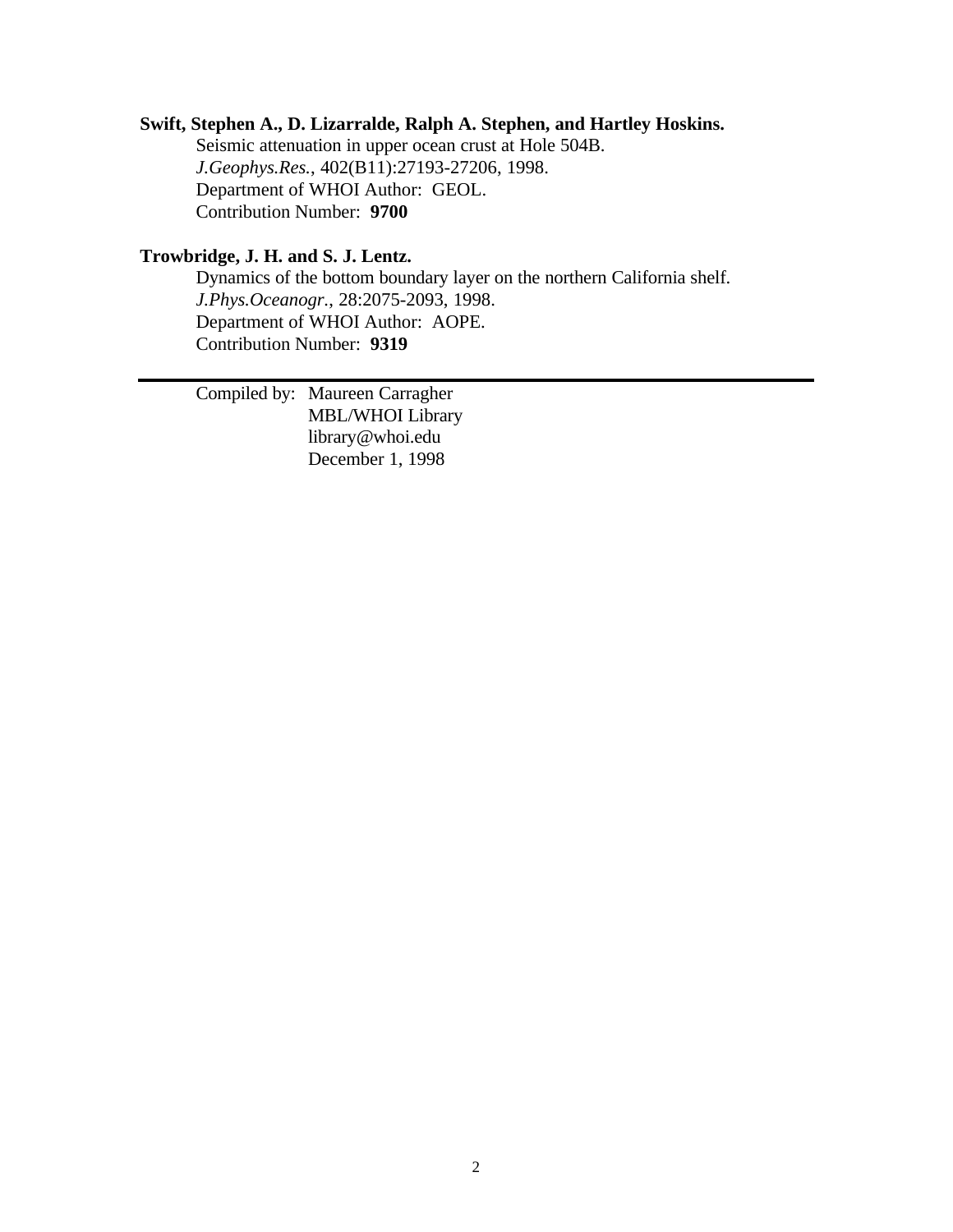**Swift, Stephen A., D. Lizarralde, Ralph A. Stephen, and Hartley Hoskins.**
Seismic attenuation in upper ocean crust at Hole 504B.
*J.Geophys.Res.*, 402(B11):27193-27206, 1998.
Department of WHOI Author: GEOL.
Contribution Number: **9700**

**Trowbridge, J. H. and S. J. Lentz.**
Dynamics of the bottom boundary layer on the northern California shelf.
*J.Phys.Oceanogr.*, 28:2075-2093, 1998.
Department of WHOI Author: AOPE.
Contribution Number: **9319**

---

Compiled by: Maureen Carragher
MBL/WHOI Library
library@whoi.edu
December 1, 1998